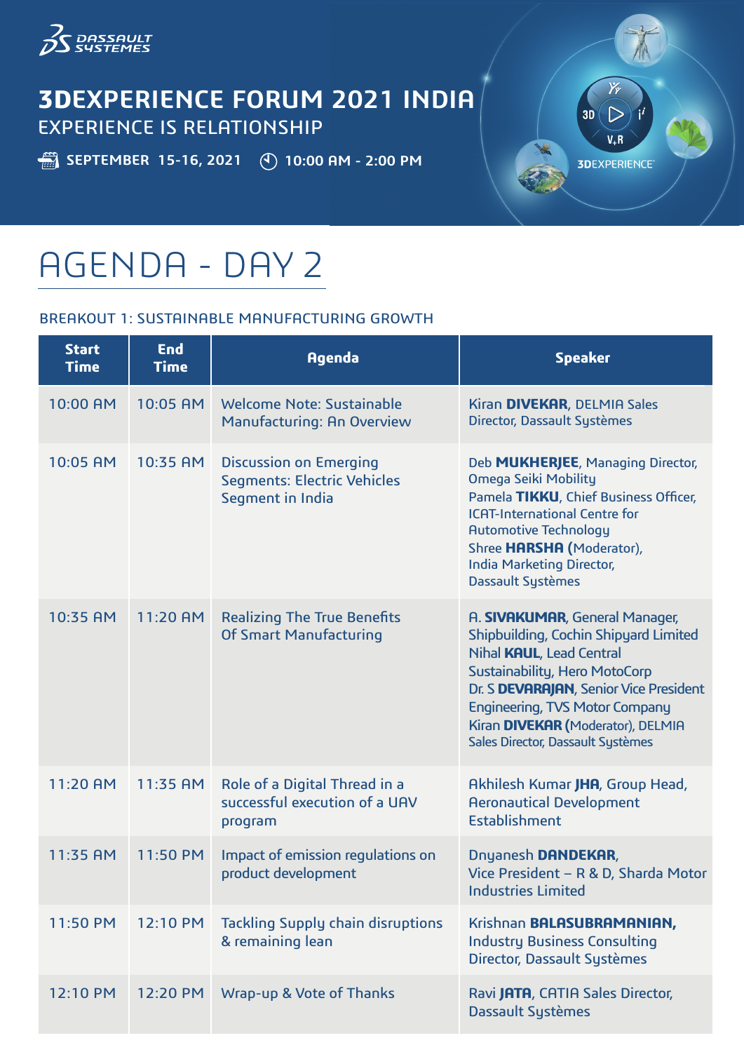# 3DEXPERIENCE FORUM 2021 INDIA

EXPERIENCE IS RELATIONSHIP

SEPTEMBER 15-16, 2021 10:00 AM - 2:00 PM

## AGENDA - DAY 2

### BREAKOUT 1: SUSTAINABLE MANUFACTURING GROWTH

| Start Time | End Time | Agenda | Speaker |
| --- | --- | --- | --- |
| 10:00 AM | 10:05 AM | Welcome Note: Sustainable Manufacturing: An Overview | Kiran **DIVEKAR**, DELMIA Sales Director, Dassault Systèmes |
| 10:05 AM | 10:35 AM | Discussion on Emerging Segments: Electric Vehicles Segment in India | Deb **MUKHERJEE**, Managing Director, Omega Seiki Mobility<br>Pamela **TIKKU**, Chief Business Officer, ICAT-International Centre for Automotive Technology<br>Shree **HARSHA** (Moderator), India Marketing Director, Dassault Systèmes |
| 10:35 AM | 11:20 AM | Realizing The True Benefits Of Smart Manufacturing | A. **SIVAKUMAR**, General Manager, Shipbuilding, Cochin Shipyard Limited<br>Nihal **KAUL**, Lead Central Sustainability, Hero MotoCorp<br>Dr. S **DEVARAJAN**, Senior Vice President Engineering, TVS Motor Company<br>Kiran **DIVEKAR** (Moderator), DELMIA Sales Director, Dassault Systèmes |
| 11:20 AM | 11:35 AM | Role of a Digital Thread in a successful execution of a UAV program | Akhilesh Kumar **JHA**, Group Head, Aeronautical Development Establishment |
| 11:35 AM | 11:50 PM | Impact of emission regulations on product development | Dnyanesh **DANDEKAR**, Vice President – R & D, Sharda Motor Industries Limited |
| 11:50 PM | 12:10 PM | Tackling Supply chain disruptions & remaining lean | Krishnan **BALASUBRAMANIAN**, Industry Business Consulting Director, Dassault Systèmes |
| 12:10 PM | 12:20 PM | Wrap-up & Vote of Thanks | Ravi **JATA**, CATIA Sales Director, Dassault Systèmes |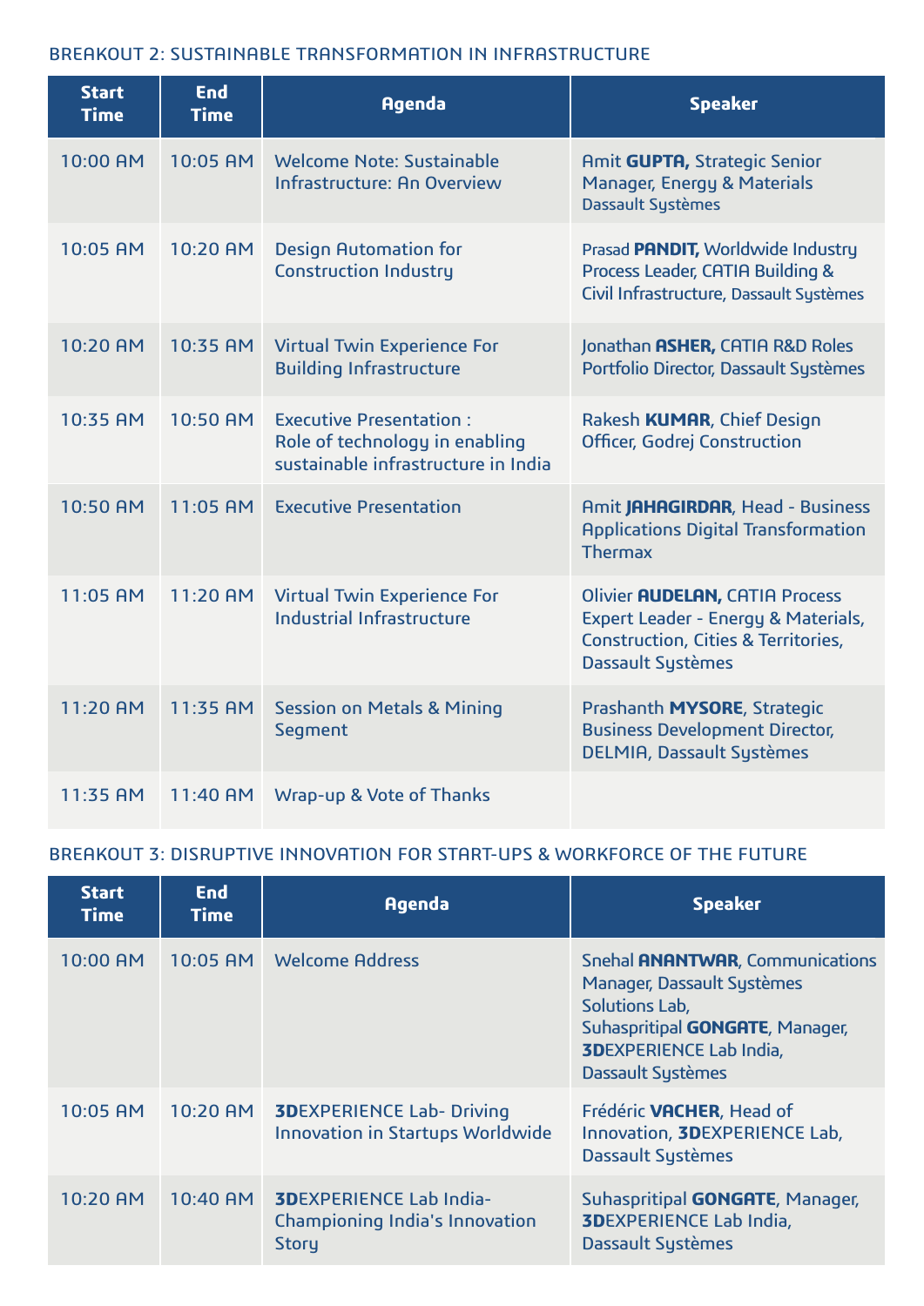## BREAKOUT 2: SUSTAINABLE TRANSFORMATION IN INFRASTRUCTURE

| Start Time | End Time | Agenda | Speaker |
|---|---|---|---|
| 10:00 AM | 10:05 AM | Welcome Note: Sustainable Infrastructure: An Overview | Amit **GUPTA,** Strategic Senior Manager, Energy & Materials Dassault Systèmes |
| 10:05 AM | 10:20 AM | Design Automation for Construction Industry | Prasad **PANDIT,** Worldwide Industry Process Leader, CATIA Building & Civil Infrastructure, Dassault Systèmes |
| 10:20 AM | 10:35 AM | Virtual Twin Experience For Building Infrastructure | Jonathan **ASHER,** CATIA R&D Roles Portfolio Director, Dassault Systèmes |
| 10:35 AM | 10:50 AM | Executive Presentation : Role of technology in enabling sustainable infrastructure in India | Rakesh **KUMAR**, Chief Design Officer, Godrej Construction |
| 10:50 AM | 11:05 AM | Executive Presentation | Amit **JAHAGIRDAR**, Head - Business Applications Digital Transformation Thermax |
| 11:05 AM | 11:20 AM | Virtual Twin Experience For Industrial Infrastructure | Olivier **AUDELAN,** CATIA Process Expert Leader - Energy & Materials, Construction, Cities & Territories, Dassault Systèmes |
| 11:20 AM | 11:35 AM | Session on Metals & Mining Segment | Prashanth **MYSORE**, Strategic Business Development Director, DELMIA, Dassault Systèmes |
| 11:35 AM | 11:40 AM | Wrap-up & Vote of Thanks | |

## BREAKOUT 3: DISRUPTIVE INNOVATION FOR START-UPS & WORKFORCE OF THE FUTURE

| Start Time | End Time | Agenda | Speaker |
|---|---|---|---|
| 10:00 AM | 10:05 AM | Welcome Address | Snehal **ANANTWAR**, Communications Manager, Dassault Systèmes Solutions Lab, Suhaspritipal **GONGATE**, Manager, **3D**EXPERIENCE Lab India, Dassault Systèmes |
| 10:05 AM | 10:20 AM | **3D**EXPERIENCE Lab- Driving Innovation in Startups Worldwide | Frédéric **VACHER**, Head of Innovation, **3D**EXPERIENCE Lab, Dassault Systèmes |
| 10:20 AM | 10:40 AM | **3D**EXPERIENCE Lab India- Championing India's Innovation Story | Suhaspritipal **GONGATE**, Manager, **3D**EXPERIENCE Lab India, Dassault Systèmes |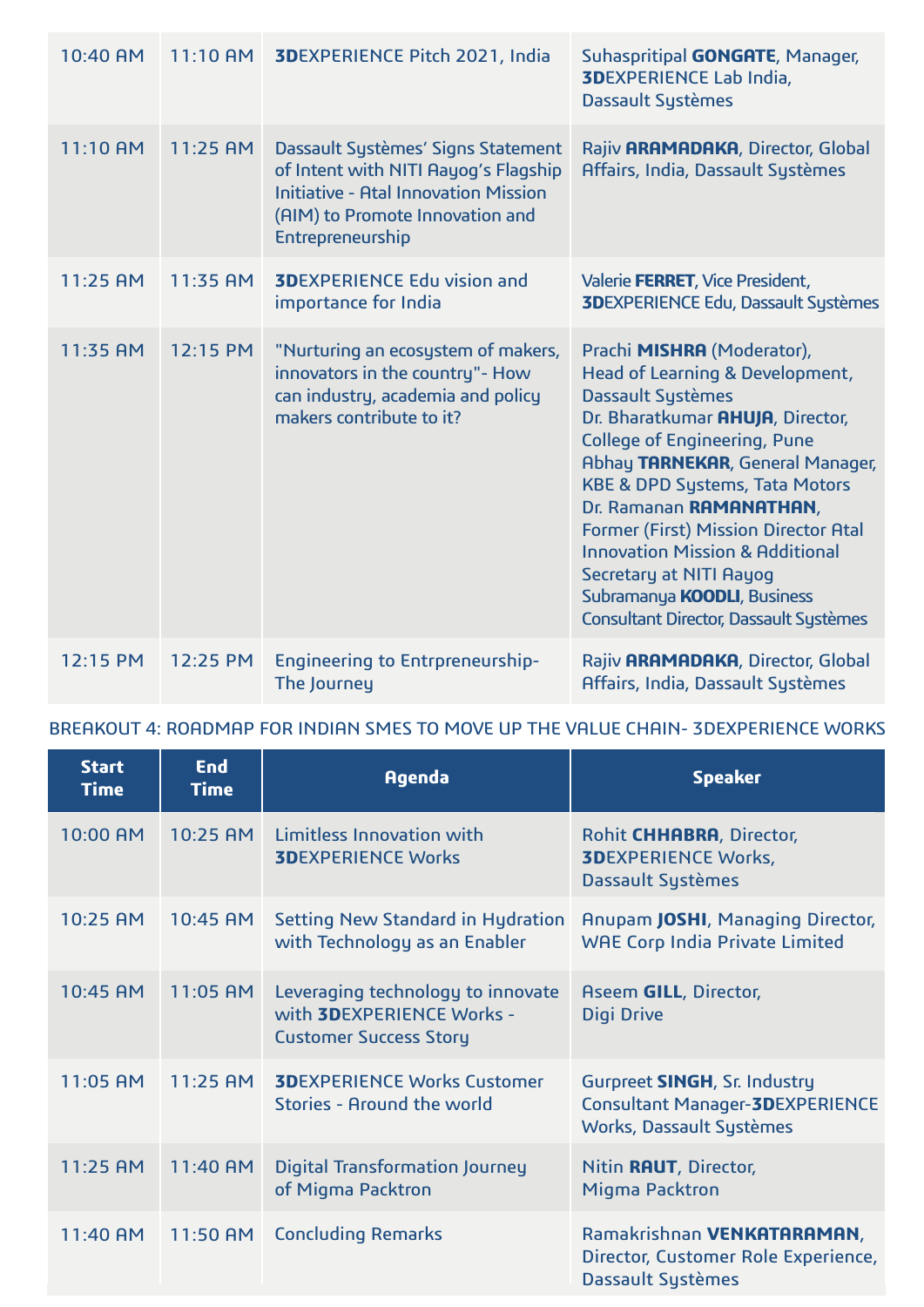| | | | |
|---|---|---|---|
| 10:40 AM | 11:10 AM | **3D**EXPERIENCE Pitch 2021, India | Suhaspritipal **GONGATE**, Manager, **3D**EXPERIENCE Lab India, Dassault Systèmes |
| 11:10 AM | 11:25 AM | Dassault Systèmes' Signs Statement of Intent with NITI Aayog's Flagship Initiative - Atal Innovation Mission (AIM) to Promote Innovation and Entrepreneurship | Rajiv **ARAMADAKA**, Director, Global Affairs, India, Dassault Systèmes |
| 11:25 AM | 11:35 AM | **3D**EXPERIENCE Edu vision and importance for India | Valerie **FERRET**, Vice President, **3D**EXPERIENCE Edu, Dassault Systèmes |
| 11:35 AM | 12:15 PM | "Nurturing an ecosystem of makers, innovators in the country"- How can industry, academia and policy makers contribute to it? | Prachi **MISHRA** (Moderator), Head of Learning & Development, Dassault Systèmes<br>Dr. Bharatkumar **AHUJA**, Director, College of Engineering, Pune<br>Abhay **TARNEKAR**, General Manager, KBE & DPD Systems, Tata Motors<br>Dr. Ramanan **RAMANATHAN**, Former (First) Mission Director Atal Innovation Mission & Additional Secretary at NITI Aayog<br>Subramanya **KOODLI**, Business Consultant Director, Dassault Systèmes |
| 12:15 PM | 12:25 PM | Engineering to Entrpreneurship- The Journey | Rajiv **ARAMADAKA**, Director, Global Affairs, India, Dassault Systèmes |

BREAKOUT 4: ROADMAP FOR INDIAN SMES TO MOVE UP THE VALUE CHAIN- 3DEXPERIENCE WORKS

| Start Time | End Time | Agenda | Speaker |
|---|---|---|---|
| 10:00 AM | 10:25 AM | Limitless Innovation with **3D**EXPERIENCE Works | Rohit **CHHABRA**, Director, **3D**EXPERIENCE Works, Dassault Systèmes |
| 10:25 AM | 10:45 AM | Setting New Standard in Hydration with Technology as an Enabler | Anupam **JOSHI**, Managing Director, WAE Corp India Private Limited |
| 10:45 AM | 11:05 AM | Leveraging technology to innovate with **3D**EXPERIENCE Works - Customer Success Story | Aseem **GILL**, Director, Digi Drive |
| 11:05 AM | 11:25 AM | **3D**EXPERIENCE Works Customer Stories - Around the world | Gurpreet **SINGH**, Sr. Industry Consultant Manager-**3D**EXPERIENCE Works, Dassault Systèmes |
| 11:25 AM | 11:40 AM | Digital Transformation Journey of Migma Packtron | Nitin **RAUT**, Director, Migma Packtron |
| 11:40 AM | 11:50 AM | Concluding Remarks | Ramakrishnan **VENKATARAMAN**, Director, Customer Role Experience, Dassault Systèmes |